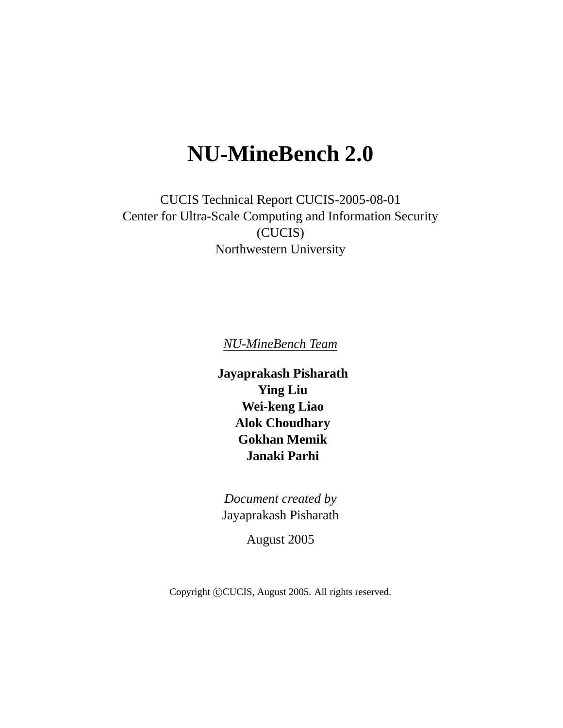# NU-MineBench 2.0

CUCIS Technical Report CUCIS-2005-08-01
Center for Ultra-Scale Computing and Information Security
(CUCIS)
Northwestern University

*NU-MineBench Team*

**Jayaprakash Pisharath**
**Ying Liu**
**Wei-keng Liao**
**Alok Choudhary**
**Gokhan Memik**
**Janaki Parhi**

*Document created by*
Jayaprakash Pisharath

August 2005

Copyright ©CUCIS, August 2005. All rights reserved.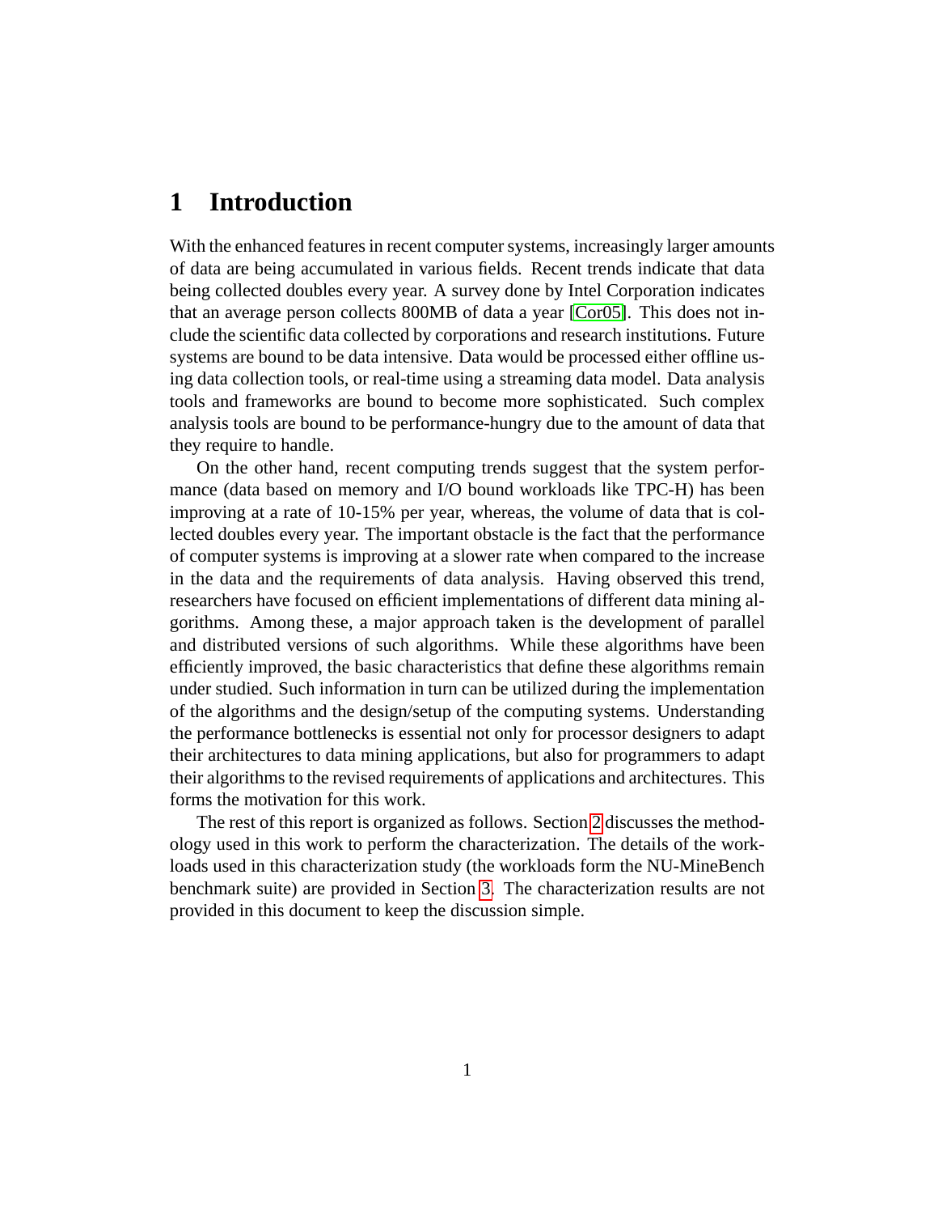# 1 Introduction

With the enhanced features in recent computer systems, increasingly larger amounts of data are being accumulated in various fields. Recent trends indicate that data being collected doubles every year. A survey done by Intel Corporation indicates that an average person collects 800MB of data a year [Cor05]. This does not include the scientific data collected by corporations and research institutions. Future systems are bound to be data intensive. Data would be processed either offline using data collection tools, or real-time using a streaming data model. Data analysis tools and frameworks are bound to become more sophisticated. Such complex analysis tools are bound to be performance-hungry due to the amount of data that they require to handle.

On the other hand, recent computing trends suggest that the system performance (data based on memory and I/O bound workloads like TPC-H) has been improving at a rate of 10-15% per year, whereas, the volume of data that is collected doubles every year. The important obstacle is the fact that the performance of computer systems is improving at a slower rate when compared to the increase in the data and the requirements of data analysis. Having observed this trend, researchers have focused on efficient implementations of different data mining algorithms. Among these, a major approach taken is the development of parallel and distributed versions of such algorithms. While these algorithms have been efficiently improved, the basic characteristics that define these algorithms remain under studied. Such information in turn can be utilized during the implementation of the algorithms and the design/setup of the computing systems. Understanding the performance bottlenecks is essential not only for processor designers to adapt their architectures to data mining applications, but also for programmers to adapt their algorithms to the revised requirements of applications and architectures. This forms the motivation for this work.

The rest of this report is organized as follows. Section 2 discusses the methodology used in this work to perform the characterization. The details of the workloads used in this characterization study (the workloads form the NU-MineBench benchmark suite) are provided in Section 3. The characterization results are not provided in this document to keep the discussion simple.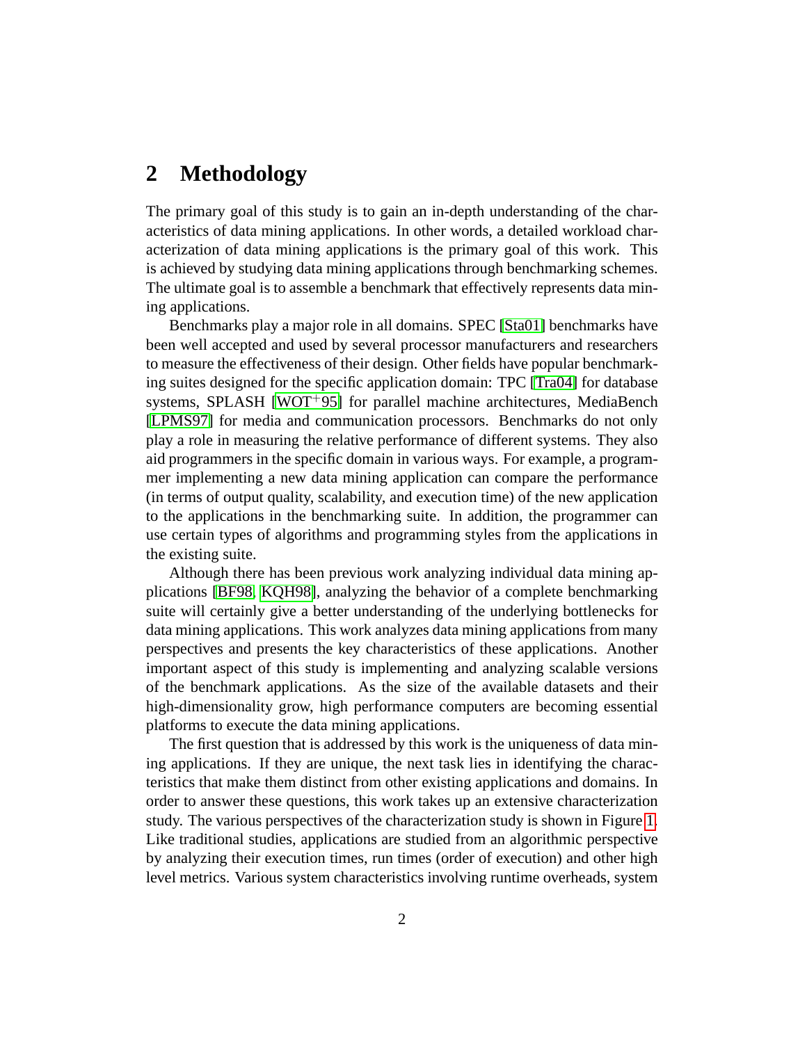## 2 Methodology

The primary goal of this study is to gain an in-depth understanding of the characteristics of data mining applications. In other words, a detailed workload characterization of data mining applications is the primary goal of this work. This is achieved by studying data mining applications through benchmarking schemes. The ultimate goal is to assemble a benchmark that effectively represents data mining applications.

Benchmarks play a major role in all domains. SPEC [Sta01] benchmarks have been well accepted and used by several processor manufacturers and researchers to measure the effectiveness of their design. Other fields have popular benchmarking suites designed for the specific application domain: TPC [Tra04] for database systems, SPLASH [WOT+95] for parallel machine architectures, MediaBench [LPMS97] for media and communication processors. Benchmarks do not only play a role in measuring the relative performance of different systems. They also aid programmers in the specific domain in various ways. For example, a programmer implementing a new data mining application can compare the performance (in terms of output quality, scalability, and execution time) of the new application to the applications in the benchmarking suite. In addition, the programmer can use certain types of algorithms and programming styles from the applications in the existing suite.

Although there has been previous work analyzing individual data mining applications [BF98, KQH98], analyzing the behavior of a complete benchmarking suite will certainly give a better understanding of the underlying bottlenecks for data mining applications. This work analyzes data mining applications from many perspectives and presents the key characteristics of these applications. Another important aspect of this study is implementing and analyzing scalable versions of the benchmark applications. As the size of the available datasets and their high-dimensionality grow, high performance computers are becoming essential platforms to execute the data mining applications.

The first question that is addressed by this work is the uniqueness of data mining applications. If they are unique, the next task lies in identifying the characteristics that make them distinct from other existing applications and domains. In order to answer these questions, this work takes up an extensive characterization study. The various perspectives of the characterization study is shown in Figure 1. Like traditional studies, applications are studied from an algorithmic perspective by analyzing their execution times, run times (order of execution) and other high level metrics. Various system characteristics involving runtime overheads, system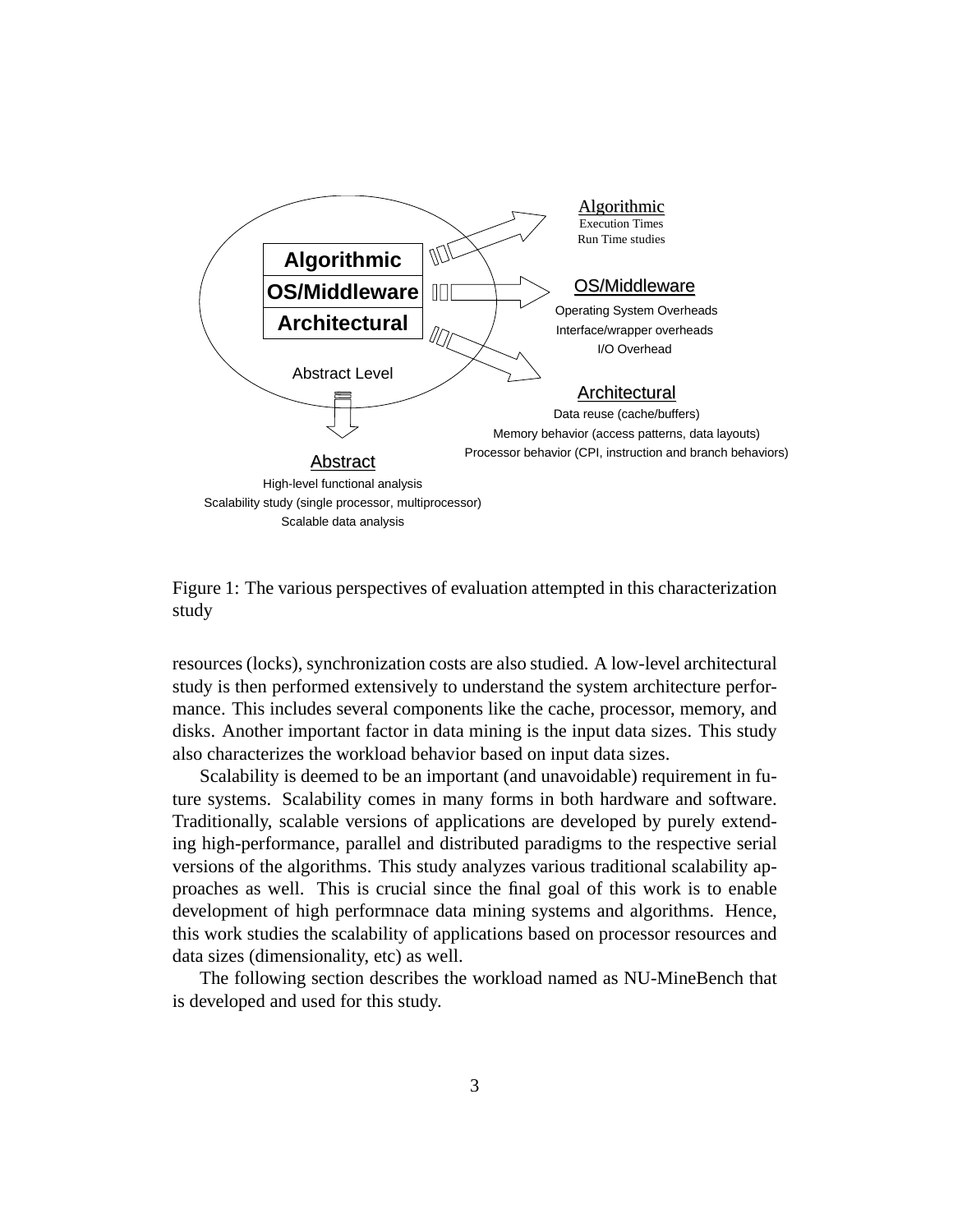Algorithmic

OS/Middleware

Architectural

Abstract Level

Algorithmic
Execution Times
Run Time studies

OS/Middleware
Operating System Overheads
Interface/wrapper overheads
I/O Overhead

Architectural
Data reuse (cache/buffers)
Memory behavior (access patterns, data layouts)
Processor behavior (CPI, instruction and branch behaviors)

Abstract
High-level functional analysis
Scalability study (single processor, multiprocessor)
Scalable data analysis

Figure 1: The various perspectives of evaluation attempted in this characterization study

resources (locks), synchronization costs are also studied. A low-level architectural study is then performed extensively to understand the system architecture performance. This includes several components like the cache, processor, memory, and disks. Another important factor in data mining is the input data sizes. This study also characterizes the workload behavior based on input data sizes.

Scalability is deemed to be an important (and unavoidable) requirement in future systems. Scalability comes in many forms in both hardware and software. Traditionally, scalable versions of applications are developed by purely extending high-performance, parallel and distributed paradigms to the respective serial versions of the algorithms. This study analyzes various traditional scalability approaches as well. This is crucial since the final goal of this work is to enable development of high performnace data mining systems and algorithms. Hence, this work studies the scalability of applications based on processor resources and data sizes (dimensionality, etc) as well.

The following section describes the workload named as NU-MineBench that is developed and used for this study.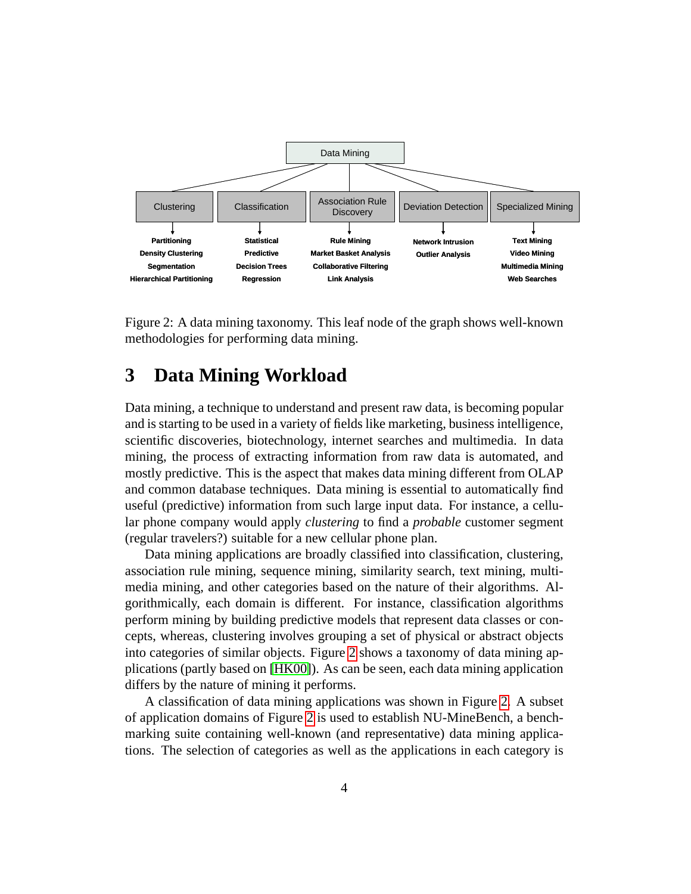Data Mining

| Clustering | Classification | Association Rule Discovery | Deviation Detection | Specialized Mining |
|---|---|---|---|---|
| Partitioning | Statistical | Rule Mining | Network Intrusion | Text Mining |
| Density Clustering | Predictive | Market Basket Analysis | Outlier Analysis | Video Mining |
| Segmentation | Decision Trees | Collaborative Filtering | | Multimedia Mining |
| Hierarchical Partitioning | Regression | Link Analysis | | Web Searches |

Figure 2: A data mining taxonomy. This leaf node of the graph shows well-known methodologies for performing data mining.

# 3 Data Mining Workload

Data mining, a technique to understand and present raw data, is becoming popular and is starting to be used in a variety of fields like marketing, business intelligence, scientific discoveries, biotechnology, internet searches and multimedia. In data mining, the process of extracting information from raw data is automated, and mostly predictive. This is the aspect that makes data mining different from OLAP and common database techniques. Data mining is essential to automatically find useful (predictive) information from such large input data. For instance, a cellular phone company would apply *clustering* to find a *probable* customer segment (regular travelers?) suitable for a new cellular phone plan.

Data mining applications are broadly classified into classification, clustering, association rule mining, sequence mining, similarity search, text mining, multimedia mining, and other categories based on the nature of their algorithms. Algorithmically, each domain is different. For instance, classification algorithms perform mining by building predictive models that represent data classes or concepts, whereas, clustering involves grouping a set of physical or abstract objects into categories of similar objects. Figure 2 shows a taxonomy of data mining applications (partly based on [HK00]). As can be seen, each data mining application differs by the nature of mining it performs.

A classification of data mining applications was shown in Figure 2. A subset of application domains of Figure 2 is used to establish NU-MineBench, a benchmarking suite containing well-known (and representative) data mining applications. The selection of categories as well as the applications in each category is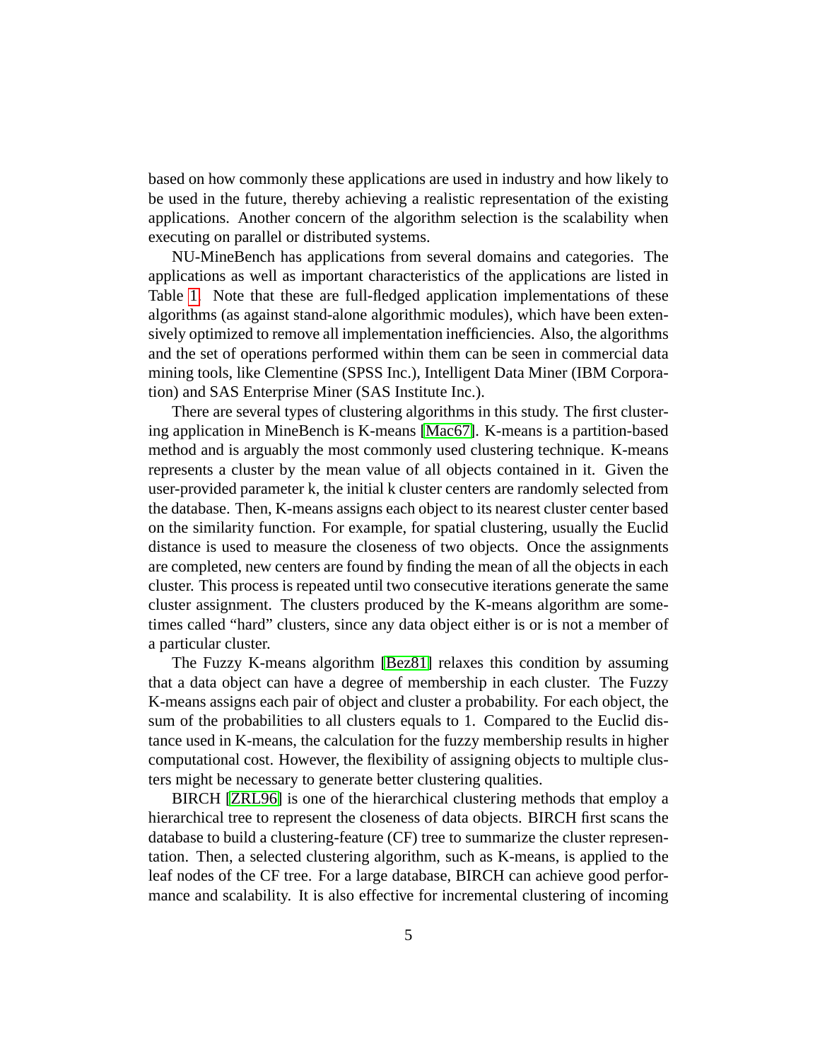based on how commonly these applications are used in industry and how likely to be used in the future, thereby achieving a realistic representation of the existing applications. Another concern of the algorithm selection is the scalability when executing on parallel or distributed systems.

NU-MineBench has applications from several domains and categories. The applications as well as important characteristics of the applications are listed in Table 1. Note that these are full-fledged application implementations of these algorithms (as against stand-alone algorithmic modules), which have been extensively optimized to remove all implementation inefficiencies. Also, the algorithms and the set of operations performed within them can be seen in commercial data mining tools, like Clementine (SPSS Inc.), Intelligent Data Miner (IBM Corporation) and SAS Enterprise Miner (SAS Institute Inc.).

There are several types of clustering algorithms in this study. The first clustering application in MineBench is K-means [Mac67]. K-means is a partition-based method and is arguably the most commonly used clustering technique. K-means represents a cluster by the mean value of all objects contained in it. Given the user-provided parameter k, the initial k cluster centers are randomly selected from the database. Then, K-means assigns each object to its nearest cluster center based on the similarity function. For example, for spatial clustering, usually the Euclid distance is used to measure the closeness of two objects. Once the assignments are completed, new centers are found by finding the mean of all the objects in each cluster. This process is repeated until two consecutive iterations generate the same cluster assignment. The clusters produced by the K-means algorithm are sometimes called "hard" clusters, since any data object either is or is not a member of a particular cluster.

The Fuzzy K-means algorithm [Bez81] relaxes this condition by assuming that a data object can have a degree of membership in each cluster. The Fuzzy K-means assigns each pair of object and cluster a probability. For each object, the sum of the probabilities to all clusters equals to 1. Compared to the Euclid distance used in K-means, the calculation for the fuzzy membership results in higher computational cost. However, the flexibility of assigning objects to multiple clusters might be necessary to generate better clustering qualities.

BIRCH [ZRL96] is one of the hierarchical clustering methods that employ a hierarchical tree to represent the closeness of data objects. BIRCH first scans the database to build a clustering-feature (CF) tree to summarize the cluster representation. Then, a selected clustering algorithm, such as K-means, is applied to the leaf nodes of the CF tree. For a large database, BIRCH can achieve good performance and scalability. It is also effective for incremental clustering of incoming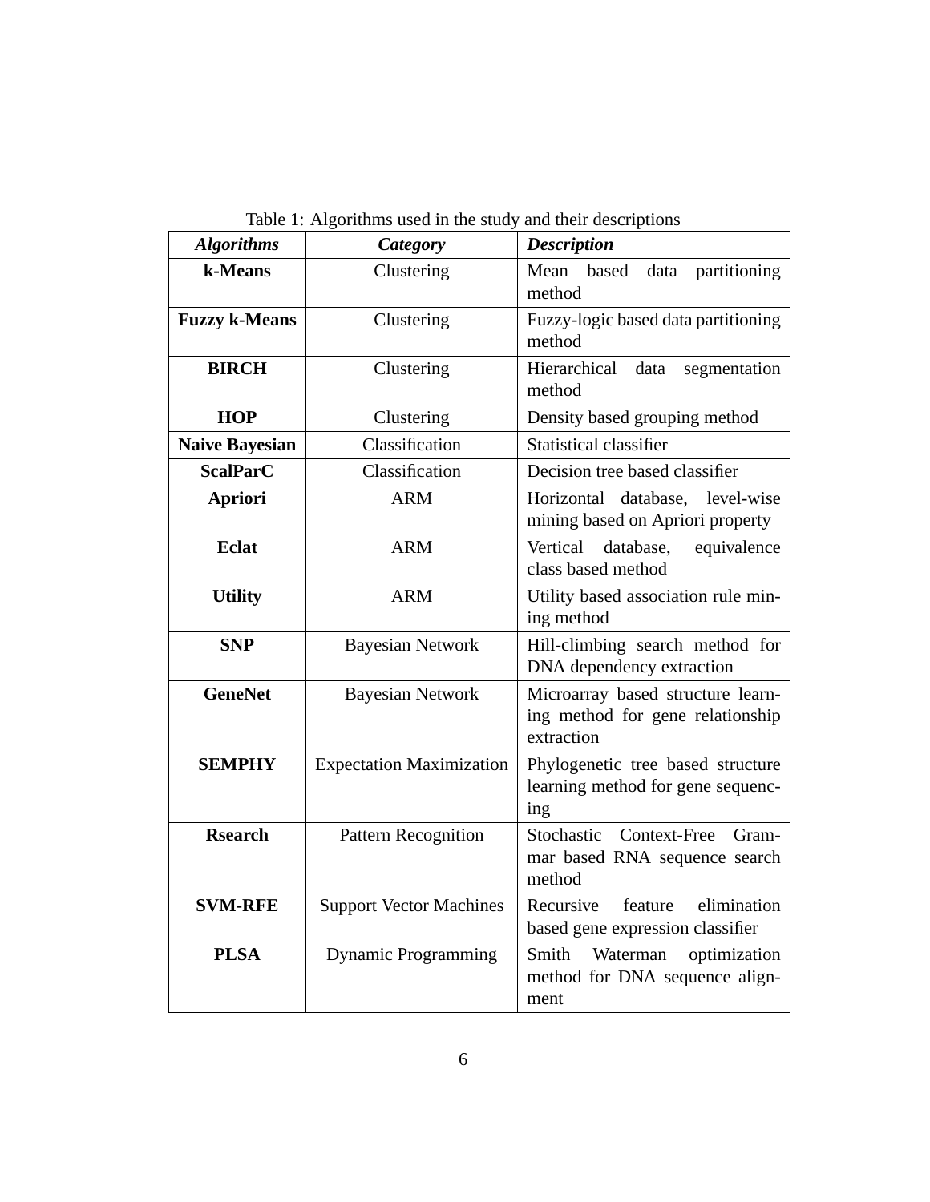Table 1: Algorithms used in the study and their descriptions

| ***Algorithms*** | ***Category*** | ***Description*** |
|---|---|---|
| **k-Means** | Clustering | Mean based data partitioning method |
| **Fuzzy k-Means** | Clustering | Fuzzy-logic based data partitioning method |
| **BIRCH** | Clustering | Hierarchical data segmentation method |
| **HOP** | Clustering | Density based grouping method |
| **Naive Bayesian** | Classification | Statistical classifier |
| **ScalParC** | Classification | Decision tree based classifier |
| **Apriori** | ARM | Horizontal database, level-wise mining based on Apriori property |
| **Eclat** | ARM | Vertical database, equivalence class based method |
| **Utility** | ARM | Utility based association rule mining method |
| **SNP** | Bayesian Network | Hill-climbing search method for DNA dependency extraction |
| **GeneNet** | Bayesian Network | Microarray based structure learning method for gene relationship extraction |
| **SEMPHY** | Expectation Maximization | Phylogenetic tree based structure learning method for gene sequencing |
| **Rsearch** | Pattern Recognition | Stochastic Context-Free Grammar based RNA sequence search method |
| **SVM-RFE** | Support Vector Machines | Recursive feature elimination based gene expression classifier |
| **PLSA** | Dynamic Programming | Smith Waterman optimization method for DNA sequence alignment |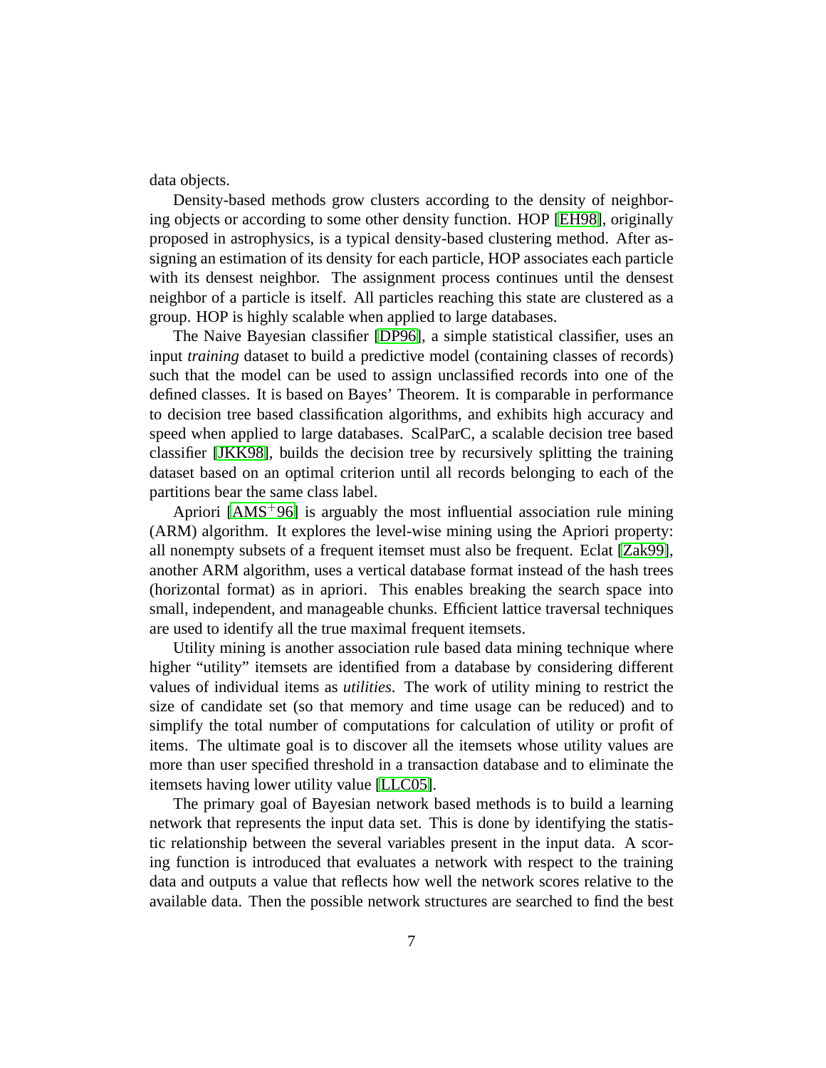data objects.

Density-based methods grow clusters according to the density of neighboring objects or according to some other density function. HOP [EH98], originally proposed in astrophysics, is a typical density-based clustering method. After assigning an estimation of its density for each particle, HOP associates each particle with its densest neighbor. The assignment process continues until the densest neighbor of a particle is itself. All particles reaching this state are clustered as a group. HOP is highly scalable when applied to large databases.

The Naive Bayesian classifier [DP96], a simple statistical classifier, uses an input *training* dataset to build a predictive model (containing classes of records) such that the model can be used to assign unclassified records into one of the defined classes. It is based on Bayes' Theorem. It is comparable in performance to decision tree based classification algorithms, and exhibits high accuracy and speed when applied to large databases. ScalParC, a scalable decision tree based classifier [JKK98], builds the decision tree by recursively splitting the training dataset based on an optimal criterion until all records belonging to each of the partitions bear the same class label.

Apriori [AMS+96] is arguably the most influential association rule mining (ARM) algorithm. It explores the level-wise mining using the Apriori property: all nonempty subsets of a frequent itemset must also be frequent. Eclat [Zak99], another ARM algorithm, uses a vertical database format instead of the hash trees (horizontal format) as in apriori. This enables breaking the search space into small, independent, and manageable chunks. Efficient lattice traversal techniques are used to identify all the true maximal frequent itemsets.

Utility mining is another association rule based data mining technique where higher "utility" itemsets are identified from a database by considering different values of individual items as *utilities*. The work of utility mining to restrict the size of candidate set (so that memory and time usage can be reduced) and to simplify the total number of computations for calculation of utility or profit of items. The ultimate goal is to discover all the itemsets whose utility values are more than user specified threshold in a transaction database and to eliminate the itemsets having lower utility value [LLC05].

The primary goal of Bayesian network based methods is to build a learning network that represents the input data set. This is done by identifying the statistic relationship between the several variables present in the input data. A scoring function is introduced that evaluates a network with respect to the training data and outputs a value that reflects how well the network scores relative to the available data. Then the possible network structures are searched to find the best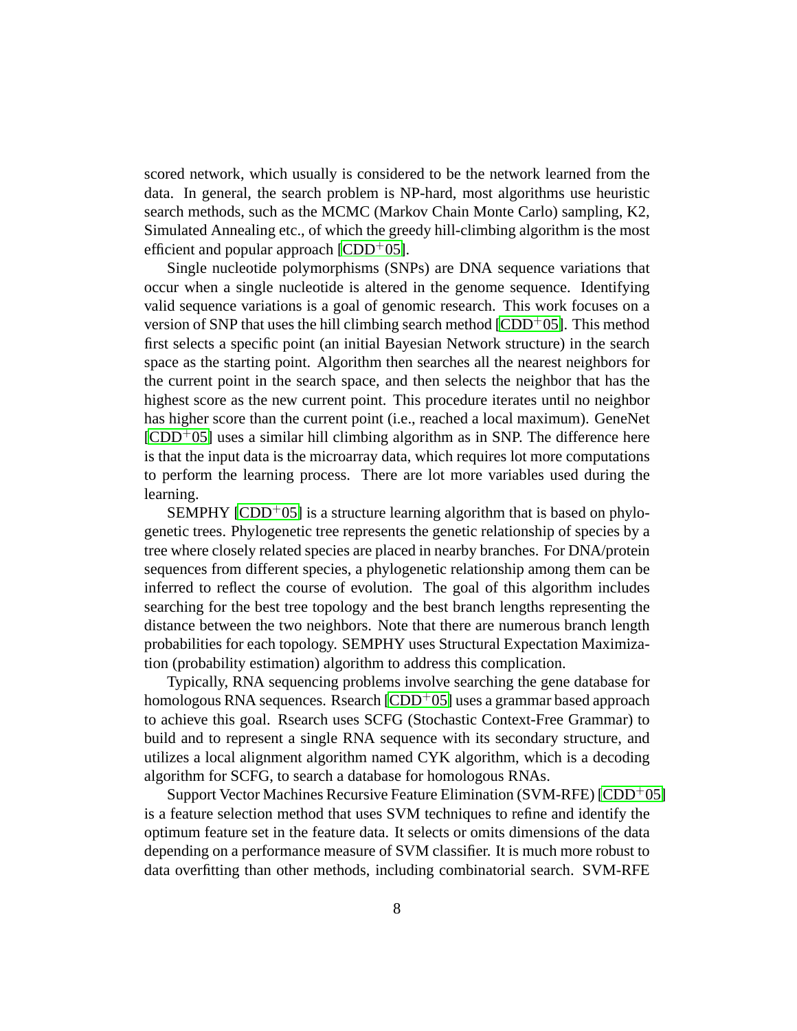scored network, which usually is considered to be the network learned from the data. In general, the search problem is NP-hard, most algorithms use heuristic search methods, such as the MCMC (Markov Chain Monte Carlo) sampling, K2, Simulated Annealing etc., of which the greedy hill-climbing algorithm is the most efficient and popular approach [CDD+05].

Single nucleotide polymorphisms (SNPs) are DNA sequence variations that occur when a single nucleotide is altered in the genome sequence. Identifying valid sequence variations is a goal of genomic research. This work focuses on a version of SNP that uses the hill climbing search method [CDD+05]. This method first selects a specific point (an initial Bayesian Network structure) in the search space as the starting point. Algorithm then searches all the nearest neighbors for the current point in the search space, and then selects the neighbor that has the highest score as the new current point. This procedure iterates until no neighbor has higher score than the current point (i.e., reached a local maximum). GeneNet [CDD+05] uses a similar hill climbing algorithm as in SNP. The difference here is that the input data is the microarray data, which requires lot more computations to perform the learning process. There are lot more variables used during the learning.

SEMPHY [CDD+05] is a structure learning algorithm that is based on phylogenetic trees. Phylogenetic tree represents the genetic relationship of species by a tree where closely related species are placed in nearby branches. For DNA/protein sequences from different species, a phylogenetic relationship among them can be inferred to reflect the course of evolution. The goal of this algorithm includes searching for the best tree topology and the best branch lengths representing the distance between the two neighbors. Note that there are numerous branch length probabilities for each topology. SEMPHY uses Structural Expectation Maximization (probability estimation) algorithm to address this complication.

Typically, RNA sequencing problems involve searching the gene database for homologous RNA sequences. Rsearch [CDD+05] uses a grammar based approach to achieve this goal. Rsearch uses SCFG (Stochastic Context-Free Grammar) to build and to represent a single RNA sequence with its secondary structure, and utilizes a local alignment algorithm named CYK algorithm, which is a decoding algorithm for SCFG, to search a database for homologous RNAs.

Support Vector Machines Recursive Feature Elimination (SVM-RFE) [CDD+05] is a feature selection method that uses SVM techniques to refine and identify the optimum feature set in the feature data. It selects or omits dimensions of the data depending on a performance measure of SVM classifier. It is much more robust to data overfitting than other methods, including combinatorial search. SVM-RFE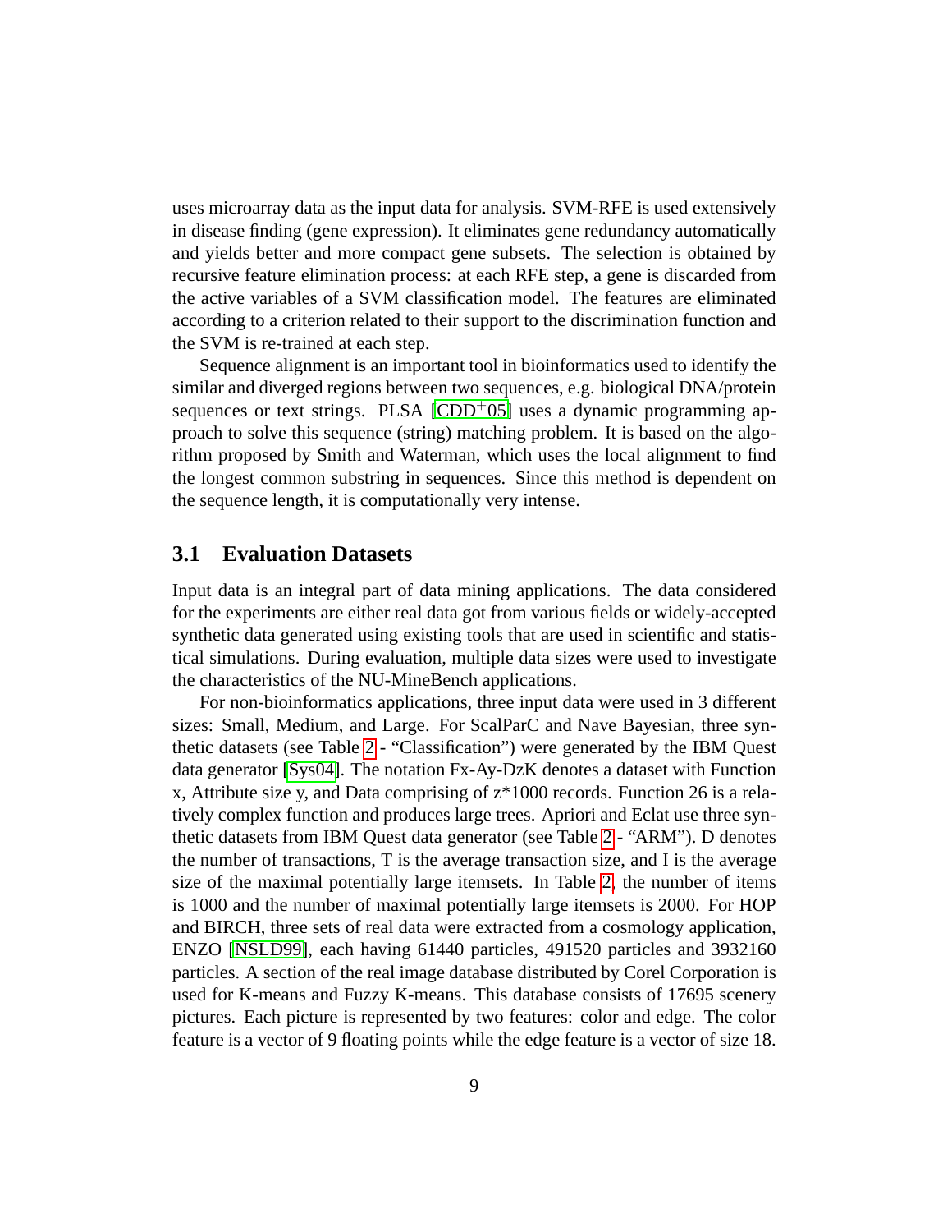uses microarray data as the input data for analysis. SVM-RFE is used extensively in disease finding (gene expression). It eliminates gene redundancy automatically and yields better and more compact gene subsets. The selection is obtained by recursive feature elimination process: at each RFE step, a gene is discarded from the active variables of a SVM classification model. The features are eliminated according to a criterion related to their support to the discrimination function and the SVM is re-trained at each step.

Sequence alignment is an important tool in bioinformatics used to identify the similar and diverged regions between two sequences, e.g. biological DNA/protein sequences or text strings. PLSA [CDD+05] uses a dynamic programming approach to solve this sequence (string) matching problem. It is based on the algorithm proposed by Smith and Waterman, which uses the local alignment to find the longest common substring in sequences. Since this method is dependent on the sequence length, it is computationally very intense.

### 3.1 Evaluation Datasets

Input data is an integral part of data mining applications. The data considered for the experiments are either real data got from various fields or widely-accepted synthetic data generated using existing tools that are used in scientific and statistical simulations. During evaluation, multiple data sizes were used to investigate the characteristics of the NU-MineBench applications.

For non-bioinformatics applications, three input data were used in 3 different sizes: Small, Medium, and Large. For ScalParC and Nave Bayesian, three synthetic datasets (see Table 2 - "Classification") were generated by the IBM Quest data generator [Sys04]. The notation Fx-Ay-DzK denotes a dataset with Function x, Attribute size y, and Data comprising of z*1000 records. Function 26 is a relatively complex function and produces large trees. Apriori and Eclat use three synthetic datasets from IBM Quest data generator (see Table 2 - "ARM"). D denotes the number of transactions, T is the average transaction size, and I is the average size of the maximal potentially large itemsets. In Table 2, the number of items is 1000 and the number of maximal potentially large itemsets is 2000. For HOP and BIRCH, three sets of real data were extracted from a cosmology application, ENZO [NSLD99], each having 61440 particles, 491520 particles and 3932160 particles. A section of the real image database distributed by Corel Corporation is used for K-means and Fuzzy K-means. This database consists of 17695 scenery pictures. Each picture is represented by two features: color and edge. The color feature is a vector of 9 floating points while the edge feature is a vector of size 18.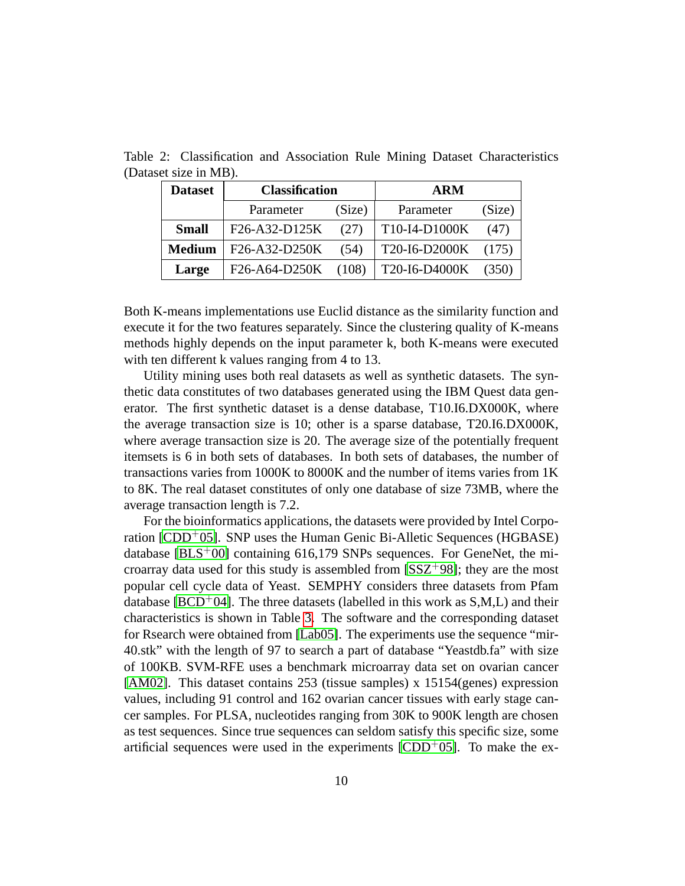Table 2: Classification and Association Rule Mining Dataset Characteristics (Dataset size in MB).

| Dataset | Classification | | ARM | |
|---|---|---|---|---|
| | Parameter | (Size) | Parameter | (Size) |
| **Small** | F26-A32-D125K | (27) | T10-I4-D1000K | (47) |
| **Medium** | F26-A32-D250K | (54) | T20-I6-D2000K | (175) |
| **Large** | F26-A64-D250K | (108) | T20-I6-D4000K | (350) |

Both K-means implementations use Euclid distance as the similarity function and execute it for the two features separately. Since the clustering quality of K-means methods highly depends on the input parameter k, both K-means were executed with ten different k values ranging from 4 to 13.

Utility mining uses both real datasets as well as synthetic datasets. The synthetic data constitutes of two databases generated using the IBM Quest data generator. The first synthetic dataset is a dense database, T10.I6.DX000K, where the average transaction size is 10; other is a sparse database, T20.I6.DX000K, where average transaction size is 20. The average size of the potentially frequent itemsets is 6 in both sets of databases. In both sets of databases, the number of transactions varies from 1000K to 8000K and the number of items varies from 1K to 8K. The real dataset constitutes of only one database of size 73MB, where the average transaction length is 7.2.

For the bioinformatics applications, the datasets were provided by Intel Corporation [CDD+05]. SNP uses the Human Genic Bi-Alletic Sequences (HGBASE) database [BLS+00] containing 616,179 SNPs sequences. For GeneNet, the microarray data used for this study is assembled from [SSZ+98]; they are the most popular cell cycle data of Yeast. SEMPHY considers three datasets from Pfam database [BCD+04]. The three datasets (labelled in this work as S,M,L) and their characteristics is shown in Table 3. The software and the corresponding dataset for Rsearch were obtained from [Lab05]. The experiments use the sequence "mir-40.stk" with the length of 97 to search a part of database "Yeastdb.fa" with size of 100KB. SVM-RFE uses a benchmark microarray data set on ovarian cancer [AM02]. This dataset contains 253 (tissue samples) x 15154(genes) expression values, including 91 control and 162 ovarian cancer tissues with early stage cancer samples. For PLSA, nucleotides ranging from 30K to 900K length are chosen as test sequences. Since true sequences can seldom satisfy this specific size, some artificial sequences were used in the experiments [CDD+05]. To make the ex-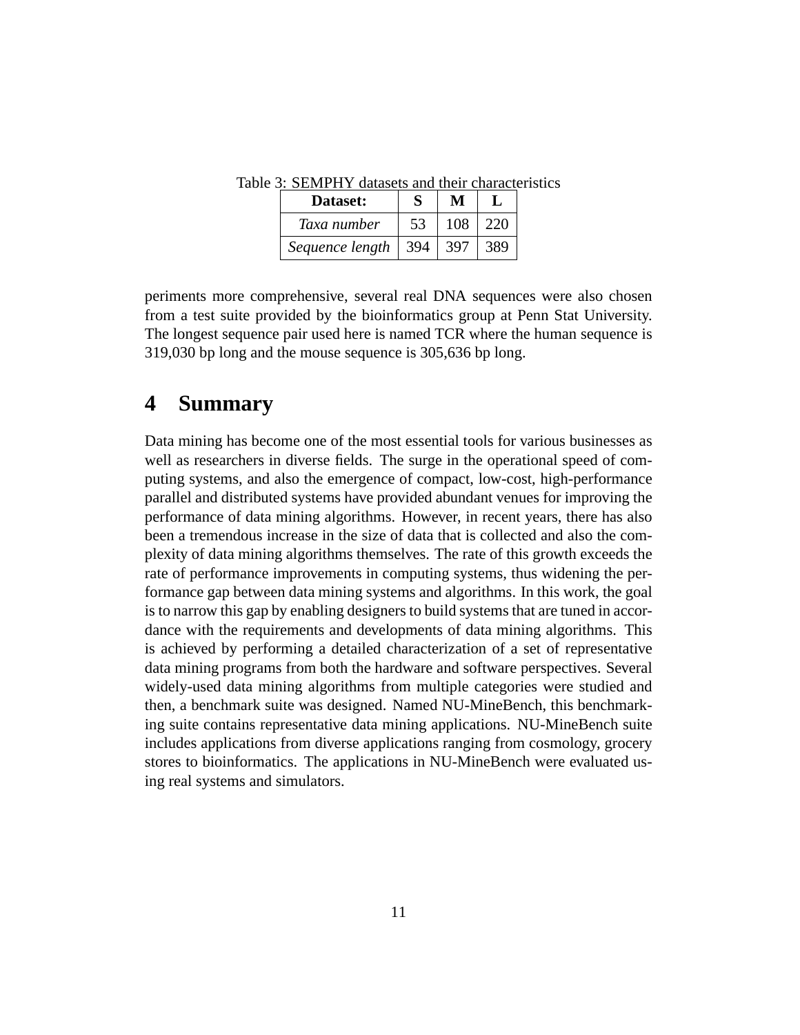Table 3: SEMPHY datasets and their characteristics

| **Dataset:** | **S** | **M** | **L** |
|---|---|---|---|
| *Taxa number* | 53 | 108 | 220 |
| *Sequence length* | 394 | 397 | 389 |

periments more comprehensive, several real DNA sequences were also chosen from a test suite provided by the bioinformatics group at Penn Stat University. The longest sequence pair used here is named TCR where the human sequence is 319,030 bp long and the mouse sequence is 305,636 bp long.

# 4 Summary

Data mining has become one of the most essential tools for various businesses as well as researchers in diverse fields. The surge in the operational speed of computing systems, and also the emergence of compact, low-cost, high-performance parallel and distributed systems have provided abundant venues for improving the performance of data mining algorithms. However, in recent years, there has also been a tremendous increase in the size of data that is collected and also the complexity of data mining algorithms themselves. The rate of this growth exceeds the rate of performance improvements in computing systems, thus widening the performance gap between data mining systems and algorithms. In this work, the goal is to narrow this gap by enabling designers to build systems that are tuned in accordance with the requirements and developments of data mining algorithms. This is achieved by performing a detailed characterization of a set of representative data mining programs from both the hardware and software perspectives. Several widely-used data mining algorithms from multiple categories were studied and then, a benchmark suite was designed. Named NU-MineBench, this benchmarking suite contains representative data mining applications. NU-MineBench suite includes applications from diverse applications ranging from cosmology, grocery stores to bioinformatics. The applications in NU-MineBench were evaluated using real systems and simulators.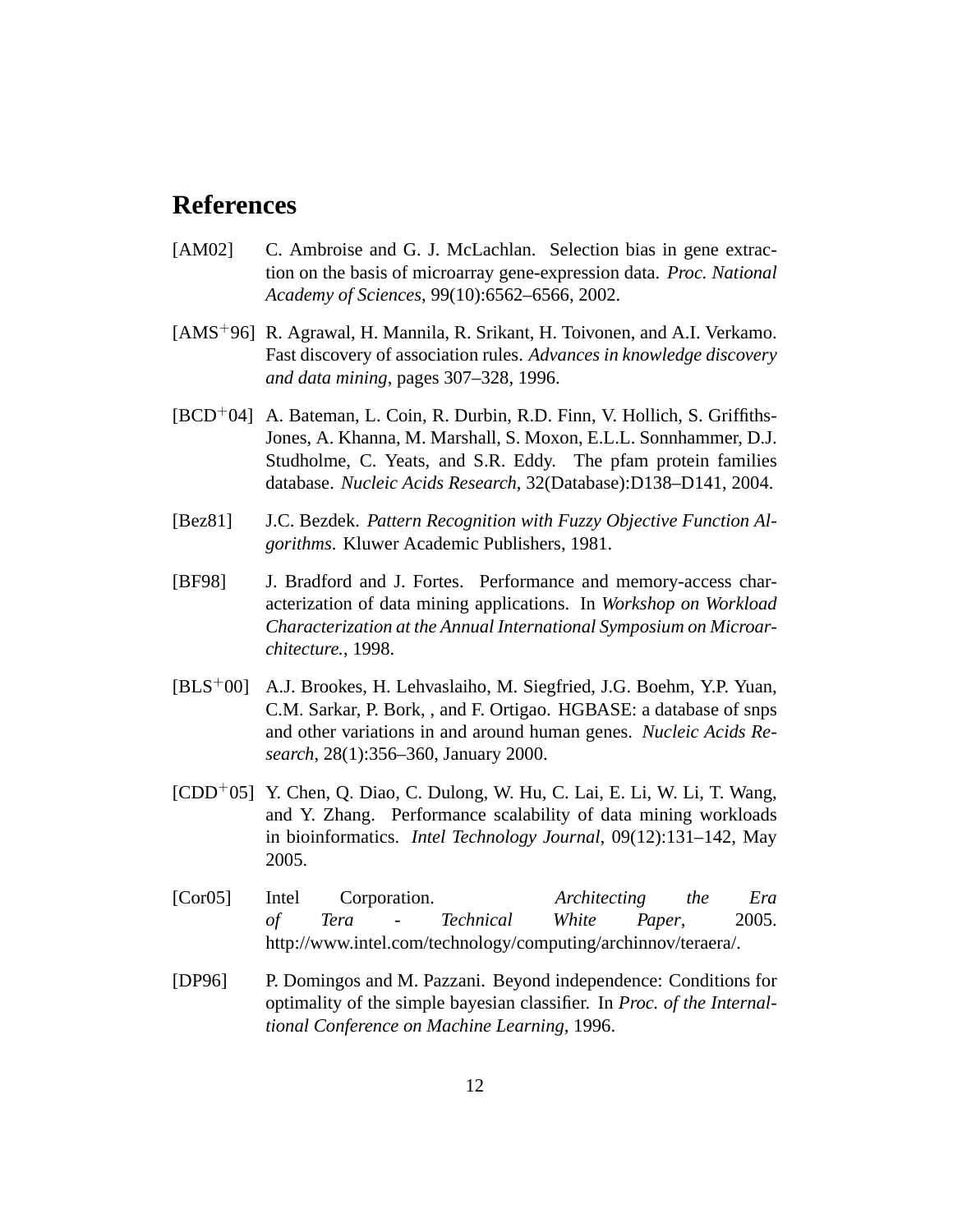# References

[AM02] C. Ambroise and G. J. McLachlan. Selection bias in gene extraction on the basis of microarray gene-expression data. *Proc. National Academy of Sciences*, 99(10):6562–6566, 2002.

[AMS+96] R. Agrawal, H. Mannila, R. Srikant, H. Toivonen, and A.I. Verkamo. Fast discovery of association rules. *Advances in knowledge discovery and data mining*, pages 307–328, 1996.

[BCD+04] A. Bateman, L. Coin, R. Durbin, R.D. Finn, V. Hollich, S. Griffiths-Jones, A. Khanna, M. Marshall, S. Moxon, E.L.L. Sonnhammer, D.J. Studholme, C. Yeats, and S.R. Eddy. The pfam protein families database. *Nucleic Acids Research*, 32(Database):D138–D141, 2004.

[Bez81] J.C. Bezdek. *Pattern Recognition with Fuzzy Objective Function Algorithms*. Kluwer Academic Publishers, 1981.

[BF98] J. Bradford and J. Fortes. Performance and memory-access characterization of data mining applications. In *Workshop on Workload Characterization at the Annual International Symposium on Microarchitecture.*, 1998.

[BLS+00] A.J. Brookes, H. Lehvaslaiho, M. Siegfried, J.G. Boehm, Y.P. Yuan, C.M. Sarkar, P. Bork, , and F. Ortigao. HGBASE: a database of snps and other variations in and around human genes. *Nucleic Acids Research*, 28(1):356–360, January 2000.

[CDD+05] Y. Chen, Q. Diao, C. Dulong, W. Hu, C. Lai, E. Li, W. Li, T. Wang, and Y. Zhang. Performance scalability of data mining workloads in bioinformatics. *Intel Technology Journal*, 09(12):131–142, May 2005.

[Cor05] Intel Corporation. *Architecting the Era of Tera - Technical White Paper*, 2005. http://www.intel.com/technology/computing/archinnov/teraera/.

[DP96] P. Domingos and M. Pazzani. Beyond independence: Conditions for optimality of the simple bayesian classifier. In *Proc. of the Internaltional Conference on Machine Learning*, 1996.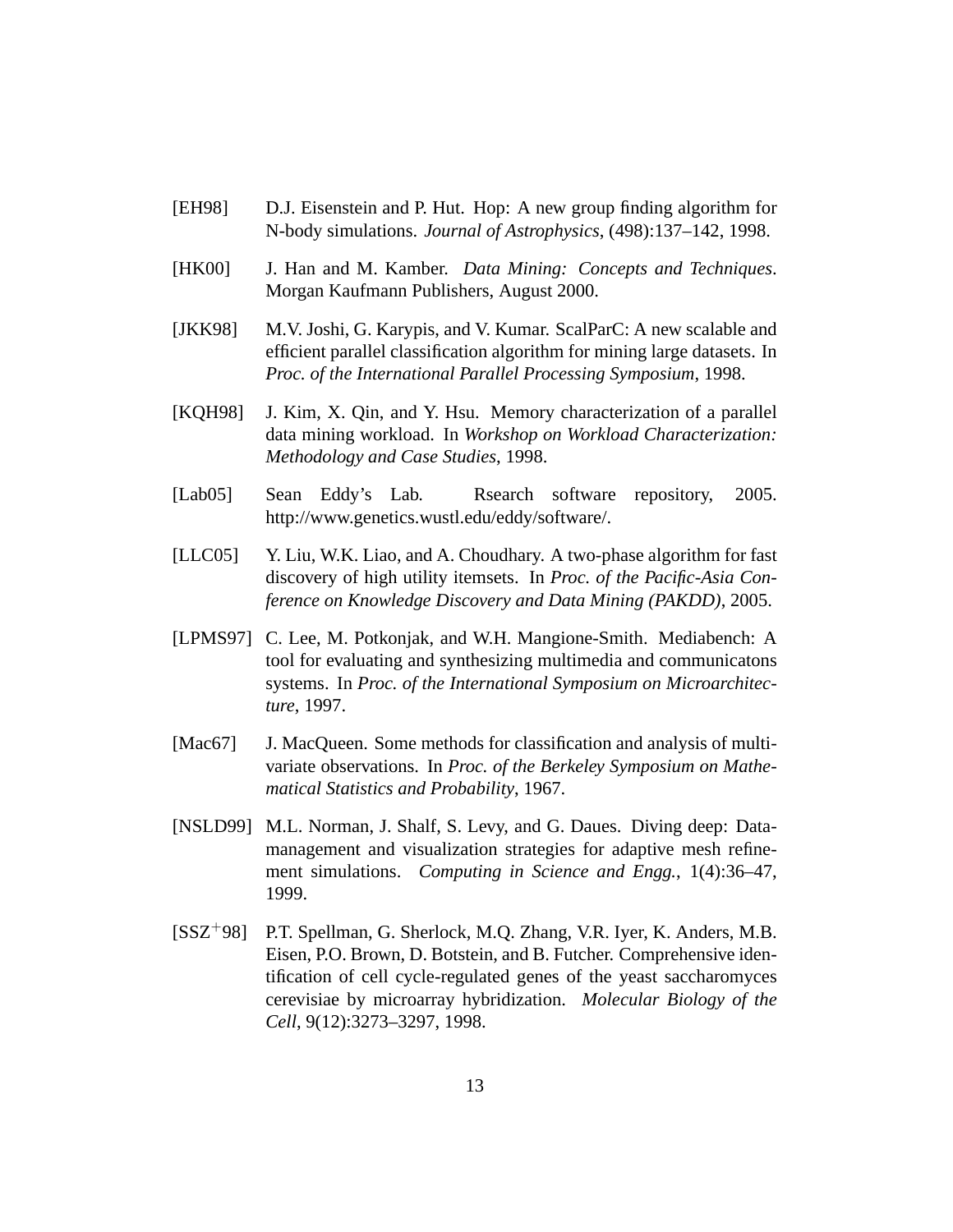[EH98] D.J. Eisenstein and P. Hut. Hop: A new group finding algorithm for N-body simulations. *Journal of Astrophysics*, (498):137–142, 1998.

[HK00] J. Han and M. Kamber. *Data Mining: Concepts and Techniques*. Morgan Kaufmann Publishers, August 2000.

[JKK98] M.V. Joshi, G. Karypis, and V. Kumar. ScalParC: A new scalable and efficient parallel classification algorithm for mining large datasets. In *Proc. of the International Parallel Processing Symposium*, 1998.

[KQH98] J. Kim, X. Qin, and Y. Hsu. Memory characterization of a parallel data mining workload. In *Workshop on Workload Characterization: Methodology and Case Studies*, 1998.

[Lab05] Sean Eddy's Lab. Rsearch software repository, 2005. http://www.genetics.wustl.edu/eddy/software/.

[LLC05] Y. Liu, W.K. Liao, and A. Choudhary. A two-phase algorithm for fast discovery of high utility itemsets. In *Proc. of the Pacific-Asia Conference on Knowledge Discovery and Data Mining (PAKDD)*, 2005.

[LPMS97] C. Lee, M. Potkonjak, and W.H. Mangione-Smith. Mediabench: A tool for evaluating and synthesizing multimedia and communicatons systems. In *Proc. of the International Symposium on Microarchitecture*, 1997.

[Mac67] J. MacQueen. Some methods for classification and analysis of multivariate observations. In *Proc. of the Berkeley Symposium on Mathematical Statistics and Probability*, 1967.

[NSLD99] M.L. Norman, J. Shalf, S. Levy, and G. Daues. Diving deep: Data-management and visualization strategies for adaptive mesh refinement simulations. *Computing in Science and Engg.*, 1(4):36–47, 1999.

[SSZ+98] P.T. Spellman, G. Sherlock, M.Q. Zhang, V.R. Iyer, K. Anders, M.B. Eisen, P.O. Brown, D. Botstein, and B. Futcher. Comprehensive identification of cell cycle-regulated genes of the yeast saccharomyces cerevisiae by microarray hybridization. *Molecular Biology of the Cell*, 9(12):3273–3297, 1998.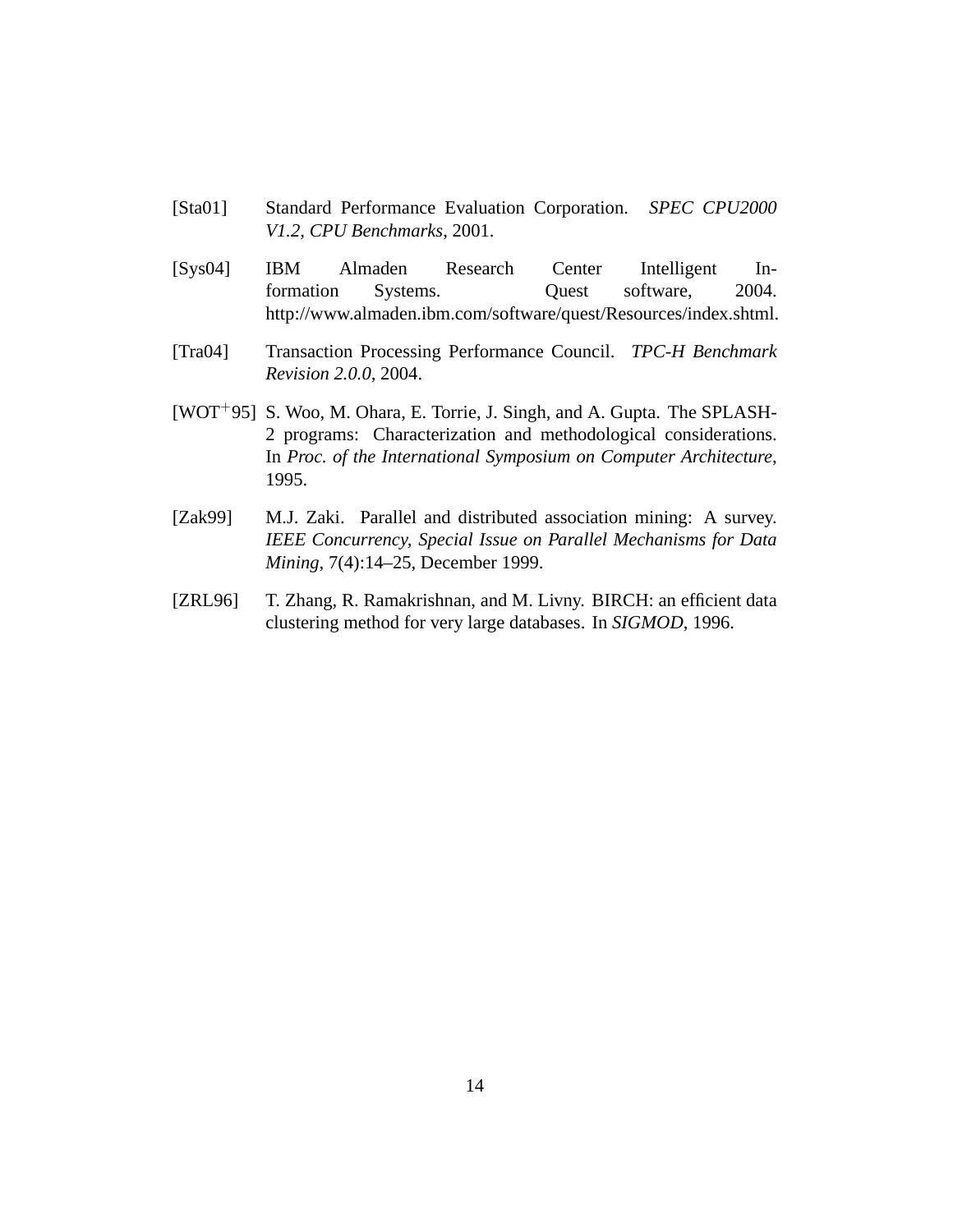[Sta01] Standard Performance Evaluation Corporation. *SPEC CPU2000 V1.2, CPU Benchmarks*, 2001.

[Sys04] IBM Almaden Research Center Intelligent Information Systems. Quest software, 2004. http://www.almaden.ibm.com/software/quest/Resources/index.shtml.

[Tra04] Transaction Processing Performance Council. *TPC-H Benchmark Revision 2.0.0*, 2004.

[WOT+95] S. Woo, M. Ohara, E. Torrie, J. Singh, and A. Gupta. The SPLASH-2 programs: Characterization and methodological considerations. In *Proc. of the International Symposium on Computer Architecture*, 1995.

[Zak99] M.J. Zaki. Parallel and distributed association mining: A survey. *IEEE Concurrency, Special Issue on Parallel Mechanisms for Data Mining*, 7(4):14–25, December 1999.

[ZRL96] T. Zhang, R. Ramakrishnan, and M. Livny. BIRCH: an efficient data clustering method for very large databases. In *SIGMOD*, 1996.